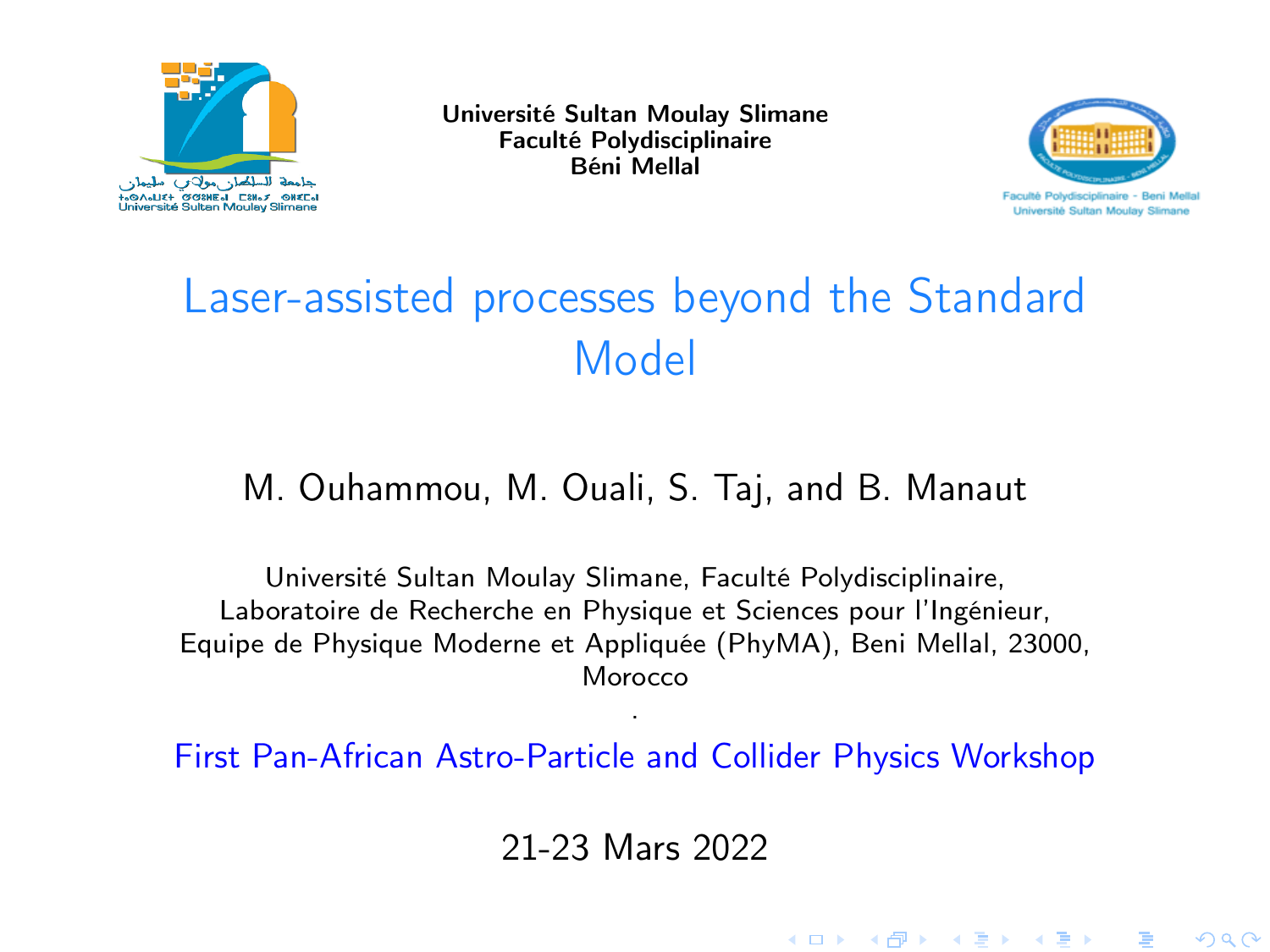Université Sultan Moulay Slimane
Faculté Polydisciplinaire
Béni Mellal

# Laser-assisted processes beyond the Standard Model

M. Ouhammou, M. Ouali, S. Taj, and B. Manaut

Université Sultan Moulay Slimane, Faculté Polydisciplinaire,
Laboratoire de Recherche en Physique et Sciences pour l'Ingénieur,
Equipe de Physique Moderne et Appliquée (PhyMA), Beni Mellal, 23000,
Morocco

First Pan-African Astro-Particle and Collider Physics Workshop

21-23 Mars 2022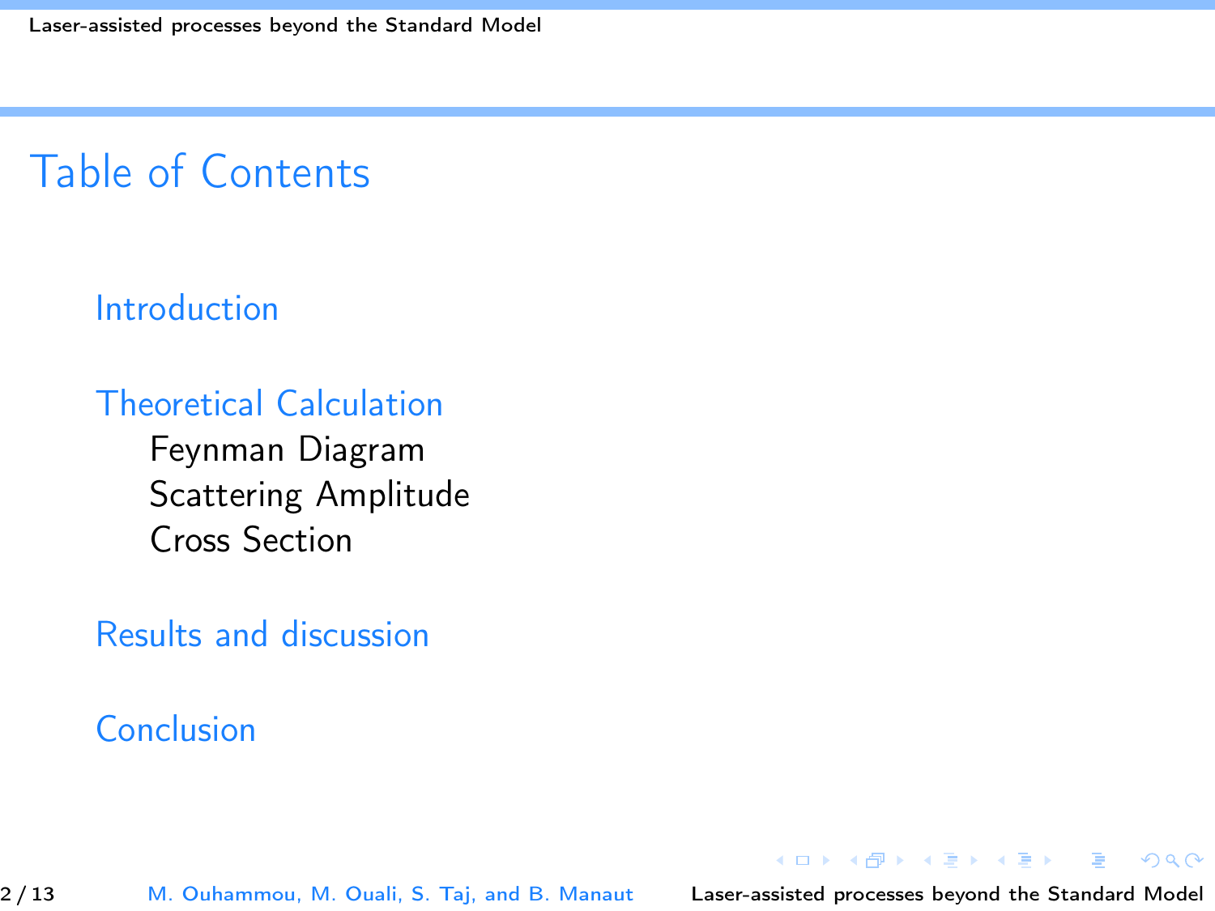# Table of Contents

Introduction

Theoretical Calculation
- Feynman Diagram
- Scattering Amplitude
- Cross Section

Results and discussion

Conclusion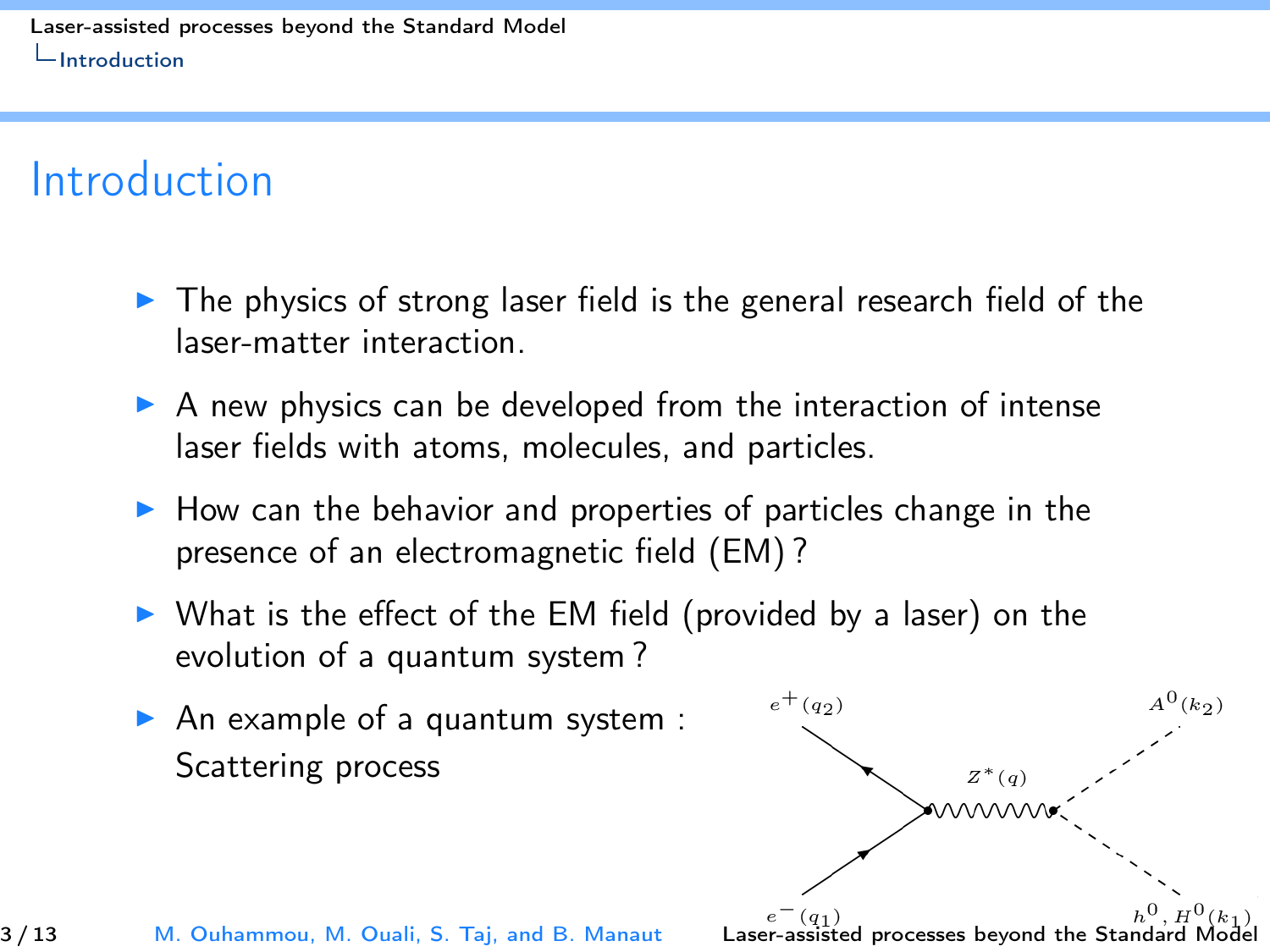# Introduction

- The physics of strong laser field is the general research field of the laser-matter interaction.
- A new physics can be developed from the interaction of intense laser fields with atoms, molecules, and particles.
- How can the behavior and properties of particles change in the presence of an electromagnetic field (EM) ?
- What is the effect of the EM field (provided by a laser) on the evolution of a quantum system ?
- An example of a quantum system : Scattering process

$e^+(q_2)$ $A^0(k_2)$ $Z^*(q)$ $e^-(q_1)$ $h^0, H^0(k_1)$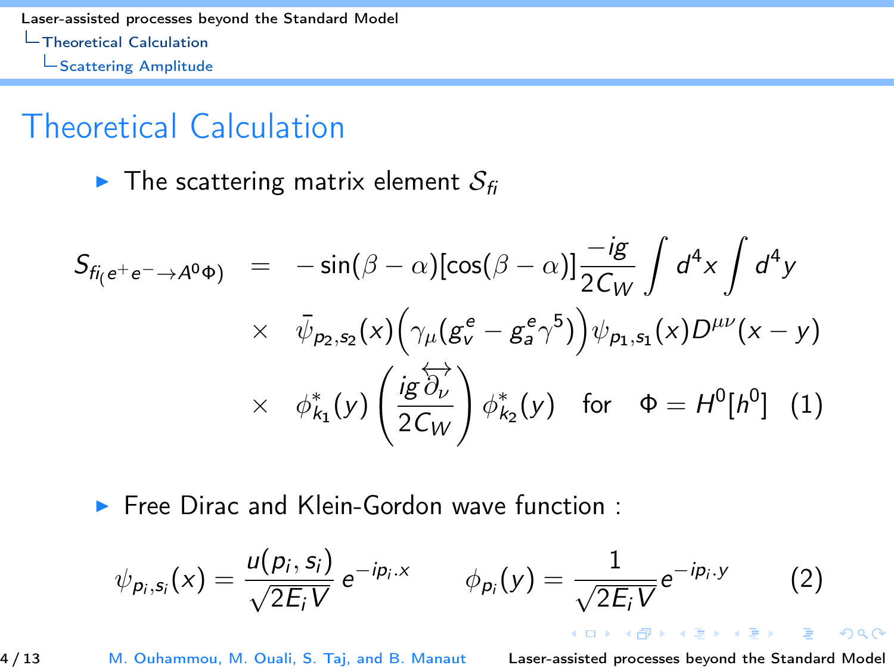# Theoretical Calculation

- The scattering matrix element $\mathcal{S}_{fi}$

$$
\begin{aligned}
S_{fi_{(e^+e^-\to A^0\Phi)}} &= -\sin(\beta-\alpha)[\cos(\beta-\alpha)]\frac{-ig}{2C_W}\int d^4x\int d^4y \\
&\times \bar{\psi}_{p_2,s_2}(x)\Big(\gamma_\mu(g_v^e - g_a^e\gamma^5)\Big)\psi_{p_1,s_1}(x)D^{\mu\nu}(x-y) \\
&\times \phi^*_{k_1}(y)\left(\frac{ig\overleftrightarrow{\partial_\nu}}{2C_W}\right)\phi^*_{k_2}(y) \quad \text{for} \quad \Phi = H^0[h^0] \quad (1)
\end{aligned}
$$

- Free Dirac and Klein-Gordon wave function :

$$
\psi_{p_i,s_i}(x) = \frac{u(p_i,s_i)}{\sqrt{2E_iV}}\,e^{-ip_i.x} \qquad \phi_{p_i}(y) = \frac{1}{\sqrt{2E_iV}}e^{-ip_i.y} \qquad (2)
$$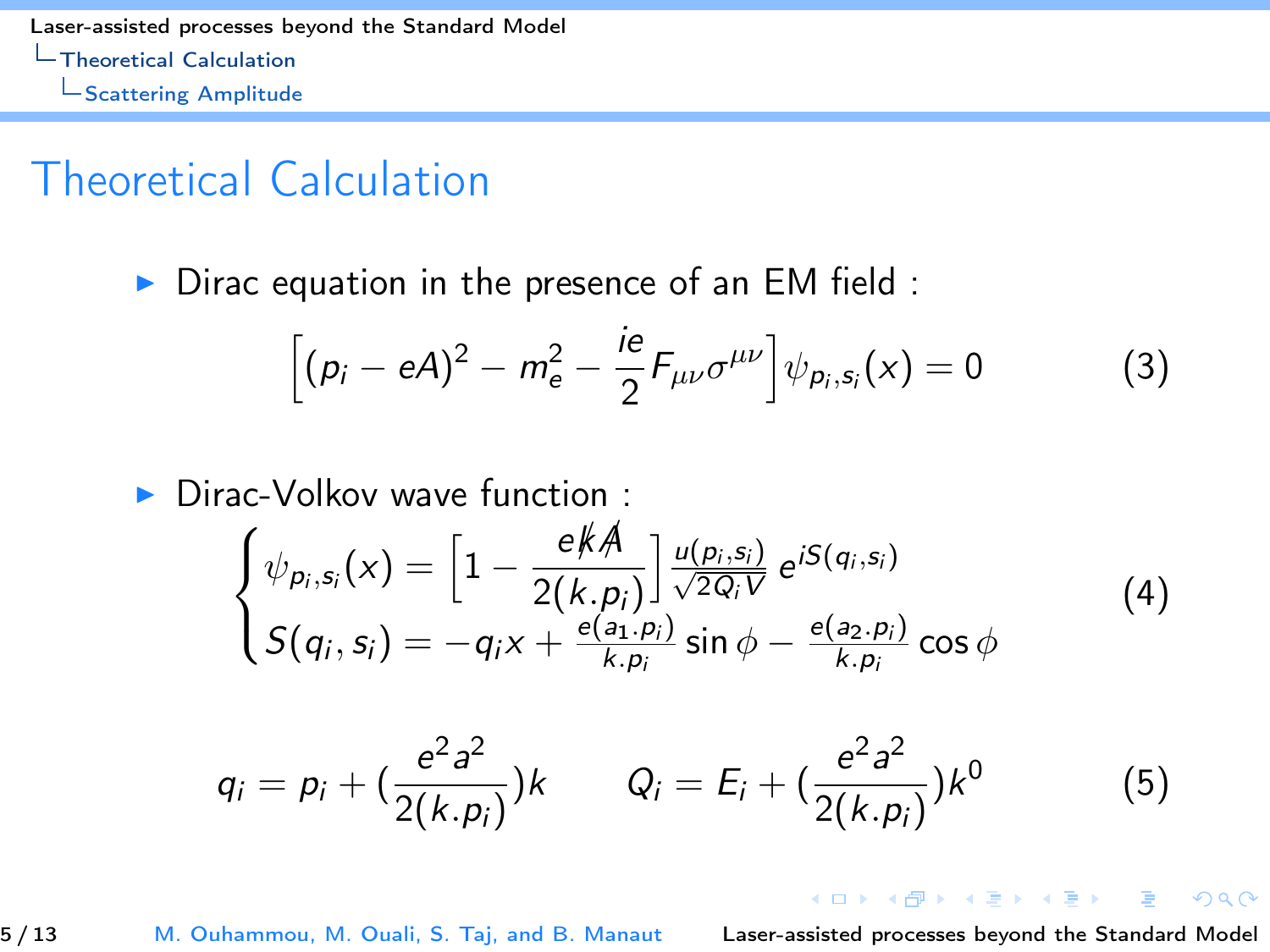# Theoretical Calculation

- Dirac equation in the presence of an EM field :

$$\Big[(p_i - eA)^2 - m_e^2 - \frac{ie}{2}F_{\mu\nu}\sigma^{\mu\nu}\Big]\psi_{p_i,s_i}(x) = 0 \qquad (3)$$

- Dirac-Volkov wave function :

$$\begin{cases} \psi_{p_i,s_i}(x) = \Big[1 - \dfrac{e\not{k}\not{A}}{2(k.p_i)}\Big]\frac{u(p_i,s_i)}{\sqrt{2Q_iV}}\,e^{iS(q_i,s_i)} \\ S(q_i,s_i) = -q_ix + \frac{e(a_1.p_i)}{k.p_i}\sin\phi - \frac{e(a_2.p_i)}{k.p_i}\cos\phi \end{cases} \qquad (4)$$

$$q_i = p_i + (\frac{e^2a^2}{2(k.p_i)})k \qquad Q_i = E_i + (\frac{e^2a^2}{2(k.p_i)})k^0 \qquad (5)$$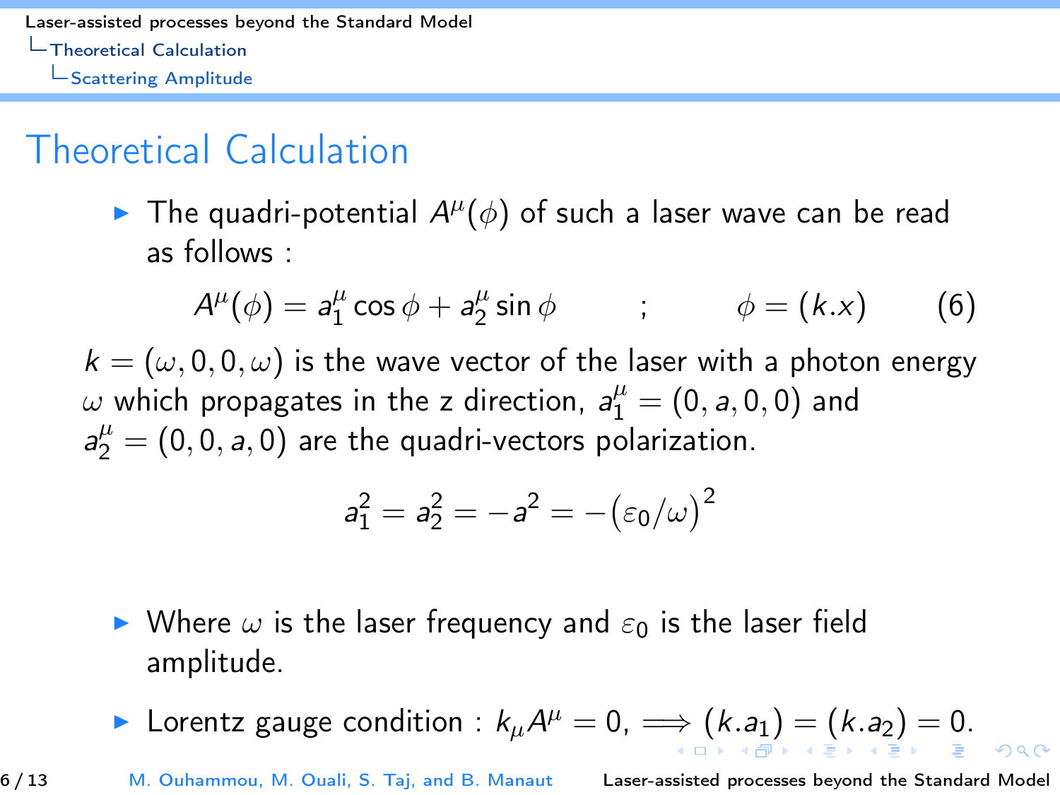# Theoretical Calculation

- The quadri-potential $A^\mu(\phi)$ of such a laser wave can be read as follows :

$$A^\mu(\phi) = a_1^\mu \cos\phi + a_2^\mu \sin\phi \qquad ; \qquad \phi = (k.x) \qquad (6)$$

$k = (\omega, 0, 0, \omega)$ is the wave vector of the laser with a photon energy $\omega$ which propagates in the z direction, $a_1^\mu = (0, a, 0, 0)$ and $a_2^\mu = (0, 0, a, 0)$ are the quadri-vectors polarization.

$$a_1^2 = a_2^2 = -a^2 = -\big(\varepsilon_0/\omega\big)^2$$

- Where $\omega$ is the laser frequency and $\varepsilon_0$ is the laser field amplitude.

- Lorentz gauge condition : $k_\mu A^\mu = 0, \Longrightarrow (k.a_1) = (k.a_2) = 0.$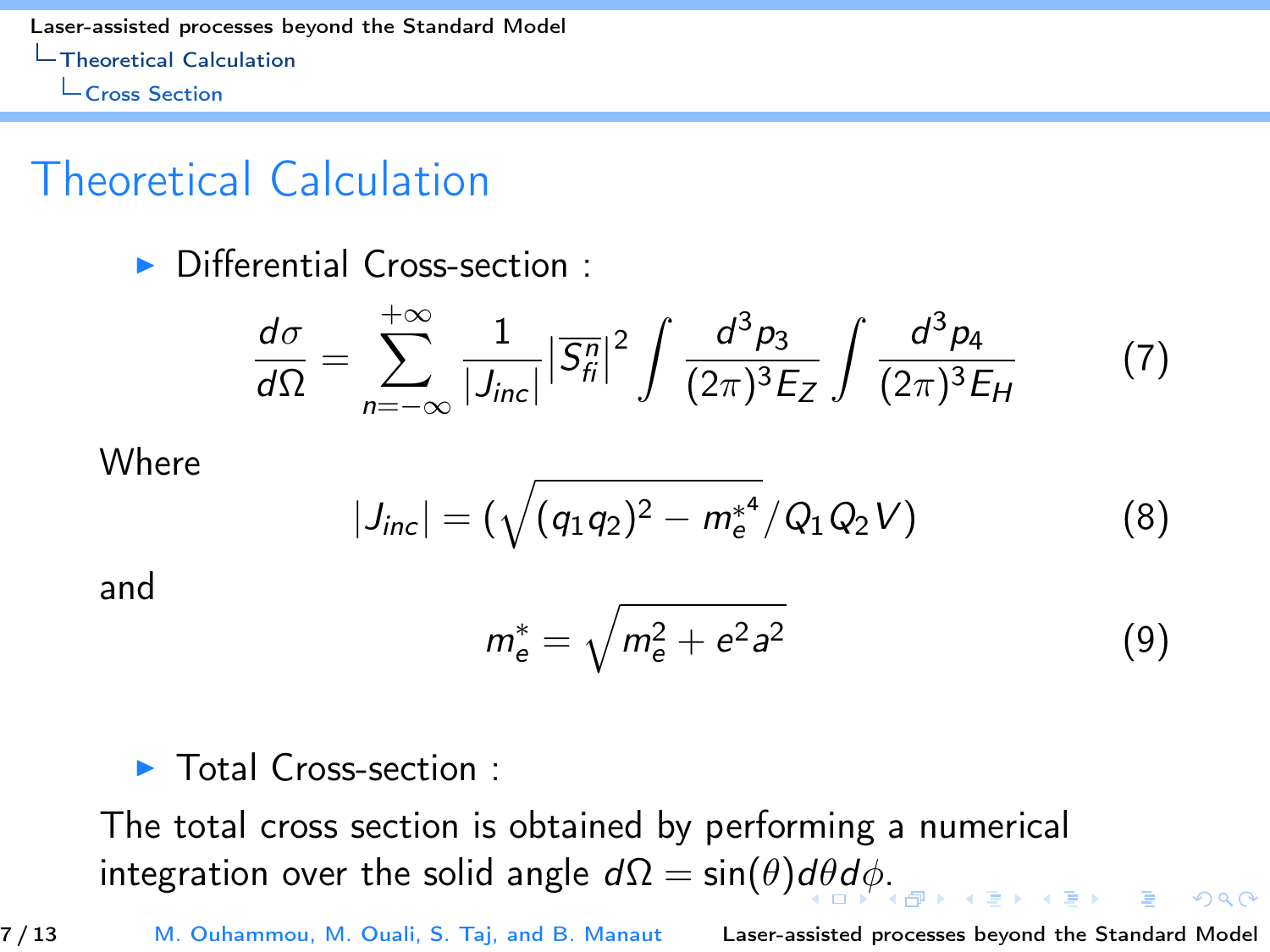# Theoretical Calculation

- Differential Cross-section :

$$\frac{d\sigma}{d\Omega} = \sum_{n=-\infty}^{+\infty} \frac{1}{|J_{inc}|} \left|\overline{S_{fi}^{n}}\right|^2 \int \frac{d^3 p_3}{(2\pi)^3 E_Z} \int \frac{d^3 p_4}{(2\pi)^3 E_H} \tag{7}$$

Where

$$|J_{inc}| = \left(\sqrt{(q_1 q_2)^2 - m_e^{*4}} / Q_1 Q_2 V\right) \tag{8}$$

and

$$m_e^* = \sqrt{m_e^2 + e^2 a^2} \tag{9}$$

- Total Cross-section :

The total cross section is obtained by performing a numerical integration over the solid angle $d\Omega = \sin(\theta) d\theta d\phi$.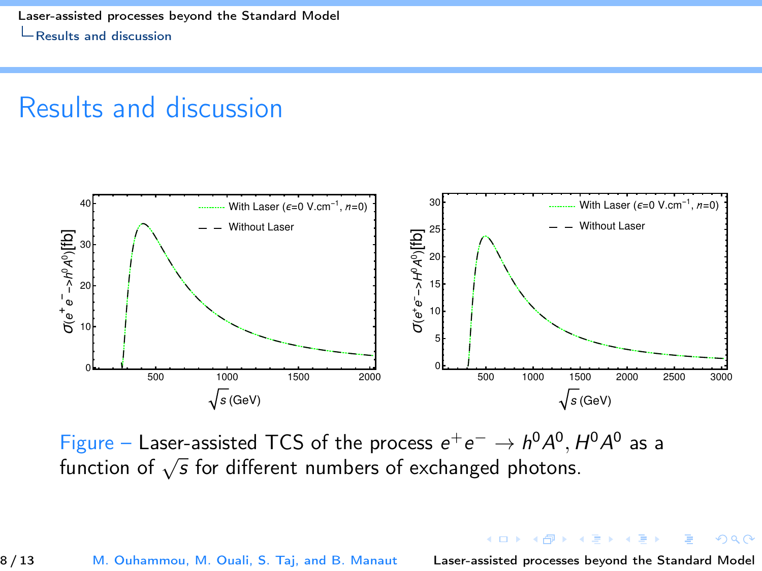# Results and discussion

Figure – Laser-assisted TCS of the process $e^+e^- \to h^0A^0, H^0A^0$ as a function of $\sqrt{s}$ for different numbers of exchanged photons.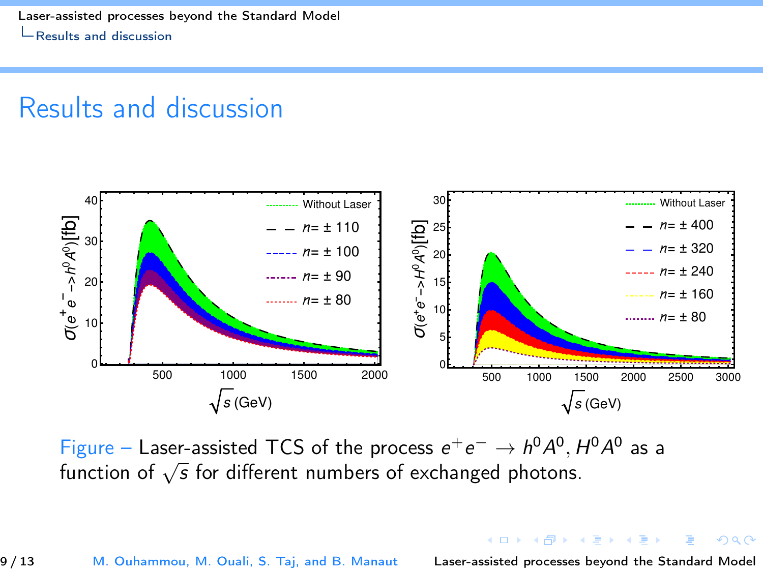# Results and discussion

Figure – Laser-assisted TCS of the process $e^+e^- \to h^0A^0, H^0A^0$ as a function of $\sqrt{s}$ for different numbers of exchanged photons.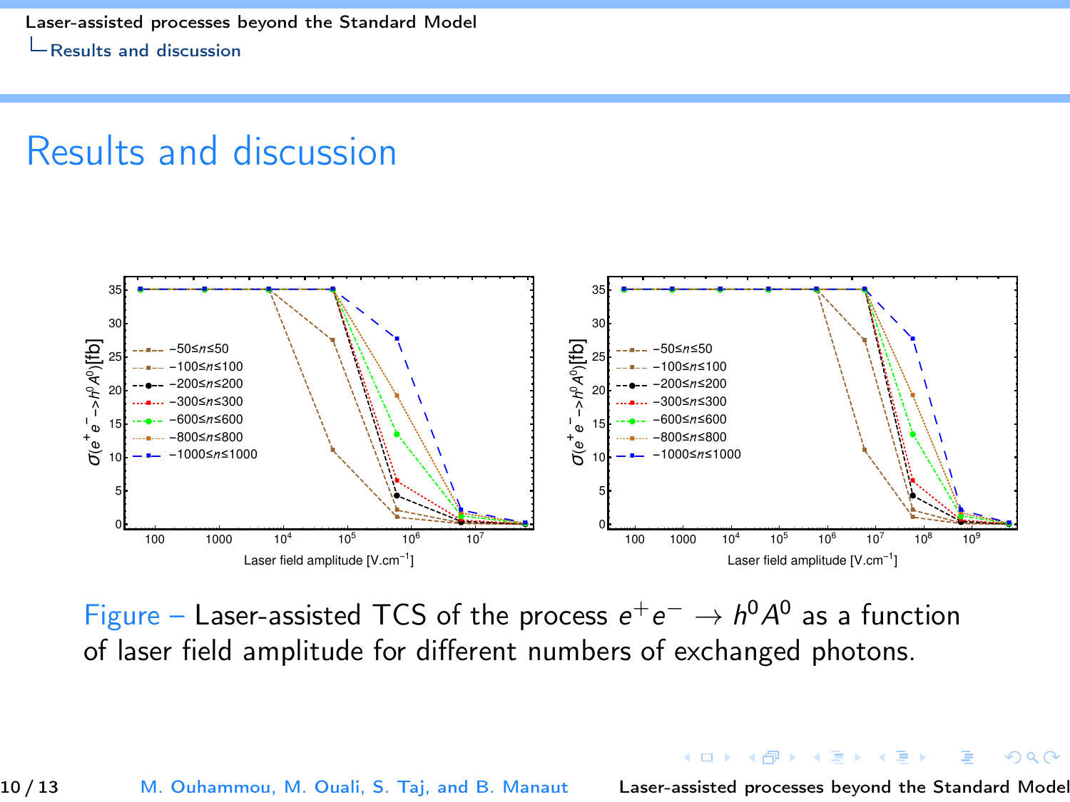# Results and discussion

Figure – Laser-assisted TCS of the process $e^+e^- \to h^0A^0$ as a function of laser field amplitude for different numbers of exchanged photons.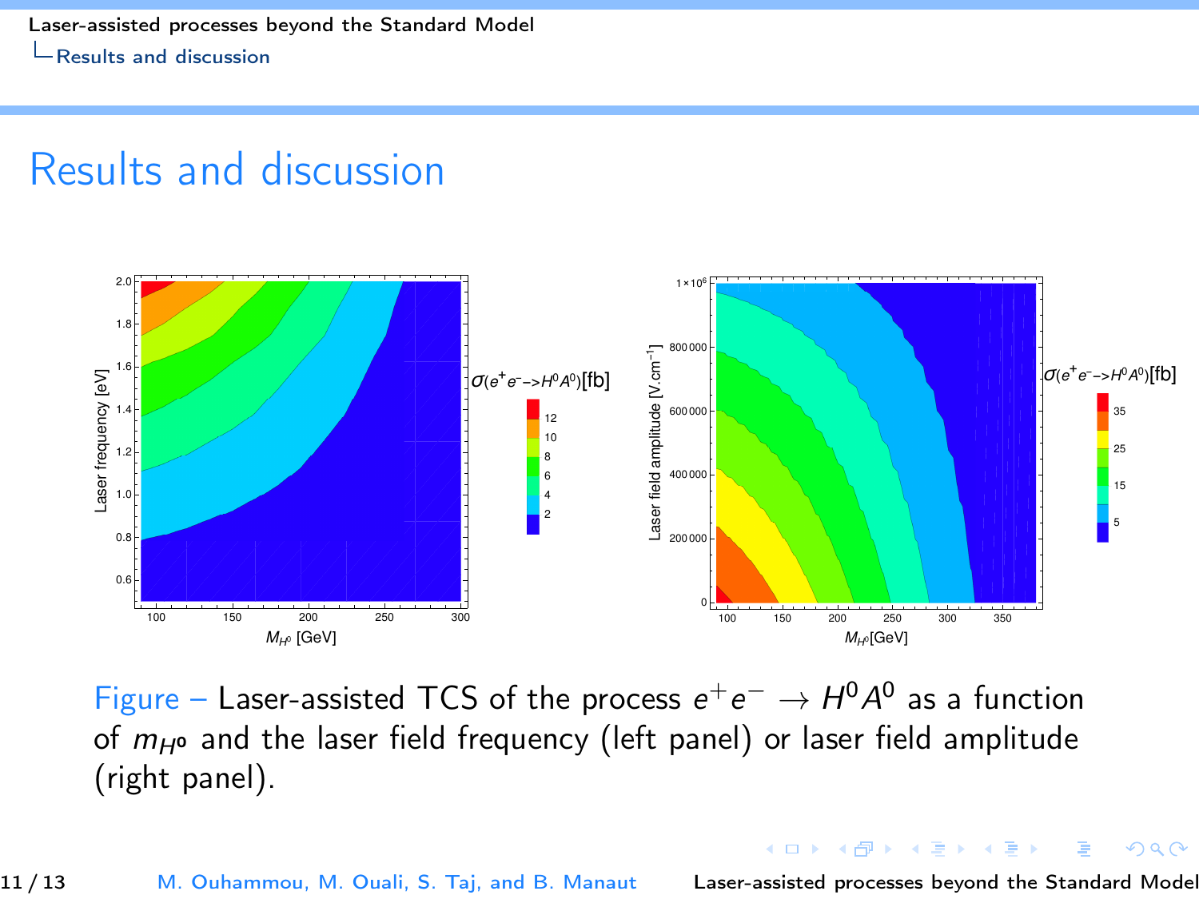# Results and discussion

Figure – Laser-assisted TCS of the process $e^+e^- \to H^0A^0$ as a function of $m_{H^0}$ and the laser field frequency (left panel) or laser field amplitude (right panel).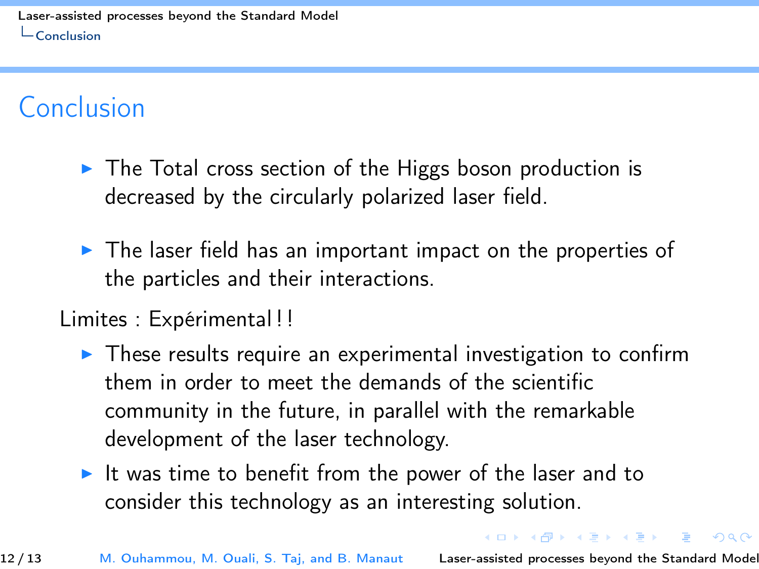# Conclusion

- The Total cross section of the Higgs boson production is decreased by the circularly polarized laser field.

- The laser field has an important impact on the properties of the particles and their interactions.

Limites : Expérimental ! !

- These results require an experimental investigation to confirm them in order to meet the demands of the scientific community in the future, in parallel with the remarkable development of the laser technology.
- It was time to benefit from the power of the laser and to consider this technology as an interesting solution.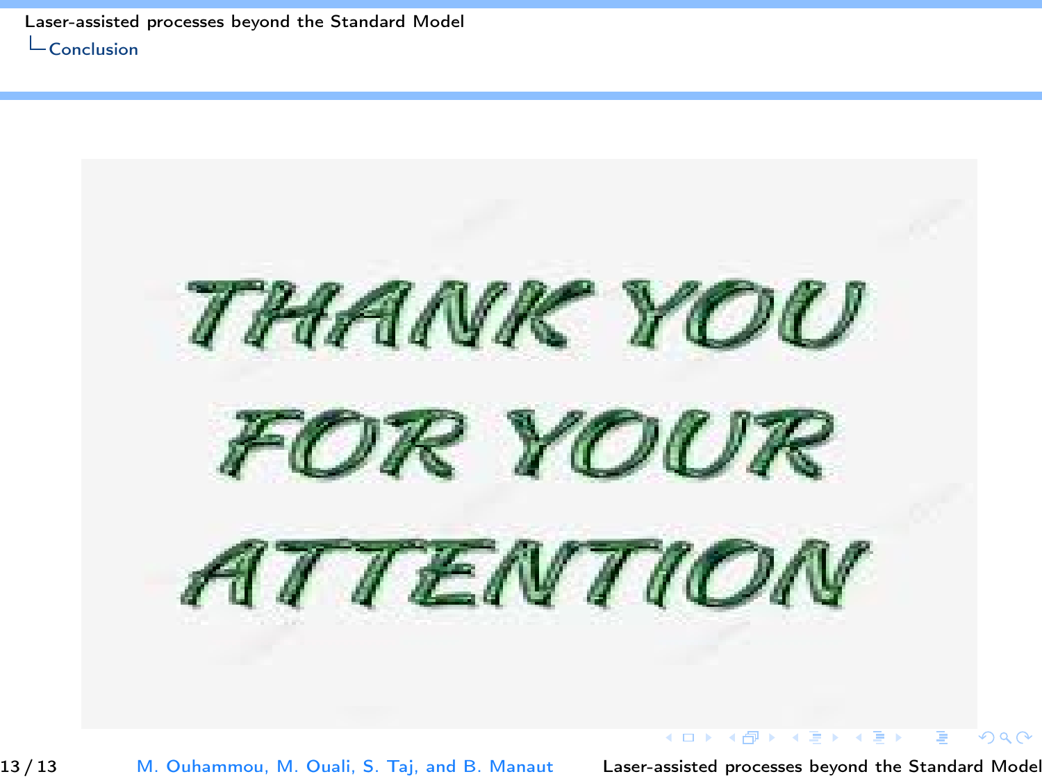THANK YOU FOR YOUR ATTENTION